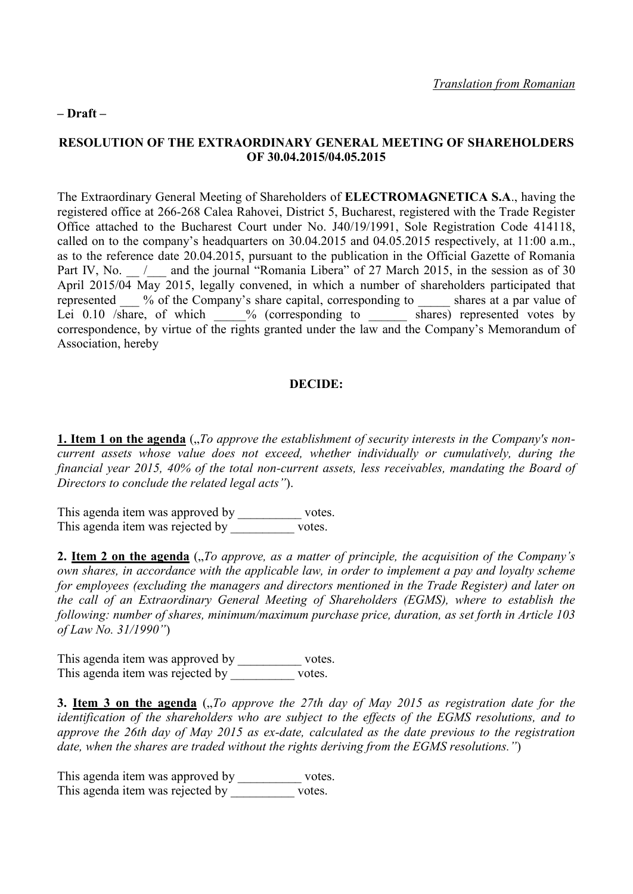*Translation from Romanian*

**– Draft –**

**RESOLUTION OF THE EXTRAORDINARY GENERAL MEETING OF SHAREHOLDERS OF 30.04.2015/04.05.2015**

The Extraordinary General Meeting of Shareholders of **ELECTROMAGNETICA S.A.**, having the registered office at 266-268 Calea Rahovei, District 5, Bucharest, registered with the Trade Register Office attached to the Bucharest Court under No. J40/19/1991, Sole Registration Code 414118, called on to the company's headquarters on 30.04.2015 and 04.05.2015 respectively, at 11:00 a.m., as to the reference date 20.04.2015, pursuant to the publication in the Official Gazette of Romania Part IV, No. __ /___ and the journal "Romania Libera" of 27 March 2015, in the session as of 30 April 2015/04 May 2015, legally convened, in which a number of shareholders participated that represented ___ % of the Company's share capital, corresponding to _____ shares at a par value of Lei 0.10 /share, of which _____% (corresponding to ______ shares) represented votes by correspondence, by virtue of the rights granted under the law and the Company's Memorandum of Association, hereby

**DECIDE:**

**1. Item 1 on the agenda** („*To approve the establishment of security interests in the Company's non-current assets whose value does not exceed, whether individually or cumulatively, during the financial year 2015, 40% of the total non-current assets, less receivables, mandating the Board of Directors to conclude the related legal acts"*).

This agenda item was approved by __________ votes.
This agenda item was rejected by __________ votes.

**2. Item 2 on the agenda** („*To approve, as a matter of principle, the acquisition of the Company's own shares, in accordance with the applicable law, in order to implement a pay and loyalty scheme for employees (excluding the managers and directors mentioned in the Trade Register) and later on the call of an Extraordinary General Meeting of Shareholders (EGMS), where to establish the following: number of shares, minimum/maximum purchase price, duration, as set forth in Article 103 of Law No. 31/1990"*)

This agenda item was approved by __________ votes.
This agenda item was rejected by __________ votes.

**3. Item 3 on the agenda** („*To approve the 27th day of May 2015 as registration date for the identification of the shareholders who are subject to the effects of the EGMS resolutions, and to approve the 26th day of May 2015 as ex-date, calculated as the date previous to the registration date, when the shares are traded without the rights deriving from the EGMS resolutions."*)

This agenda item was approved by __________ votes.
This agenda item was rejected by __________ votes.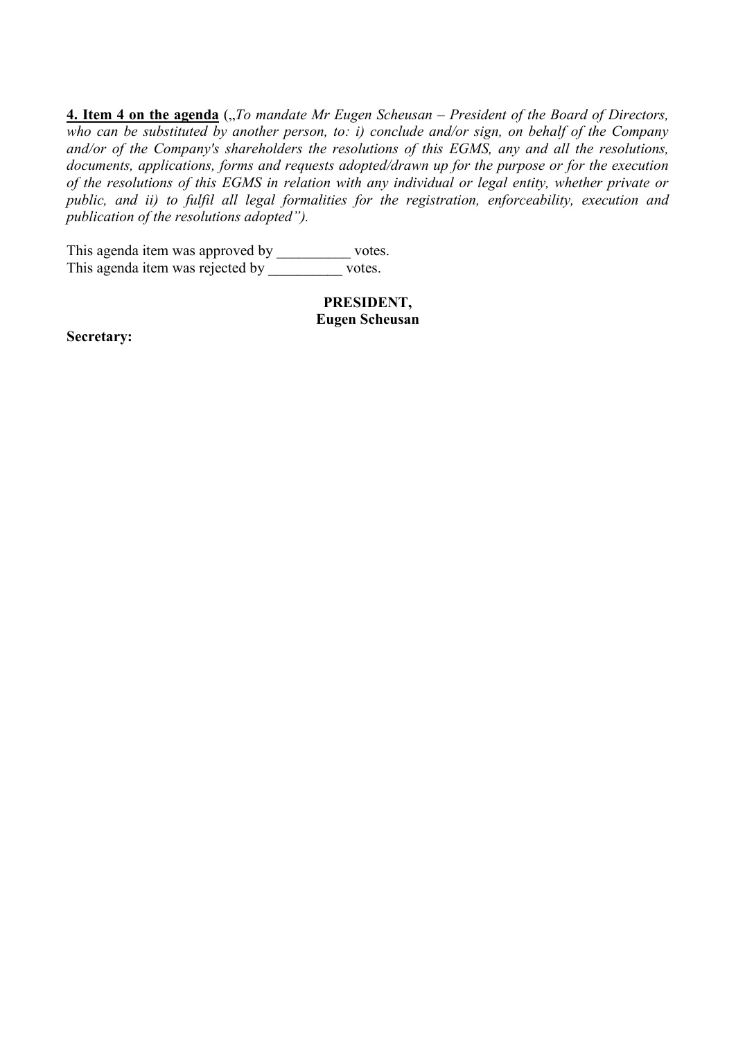**<u>4. Item 4 on the agenda</u>** („*To mandate Mr Eugen Scheusan – President of the Board of Directors, who can be substituted by another person, to: i) conclude and/or sign, on behalf of the Company and/or of the Company's shareholders the resolutions of this EGMS, any and all the resolutions, documents, applications, forms and requests adopted/drawn up for the purpose or for the execution of the resolutions of this EGMS in relation with any individual or legal entity, whether private or public, and ii) to fulfil all legal formalities for the registration, enforceability, execution and publication of the resolutions adopted").*

This agenda item was approved by __________ votes.
This agenda item was rejected by __________ votes.

**PRESIDENT,**
**Eugen Scheusan**

**Secretary:**